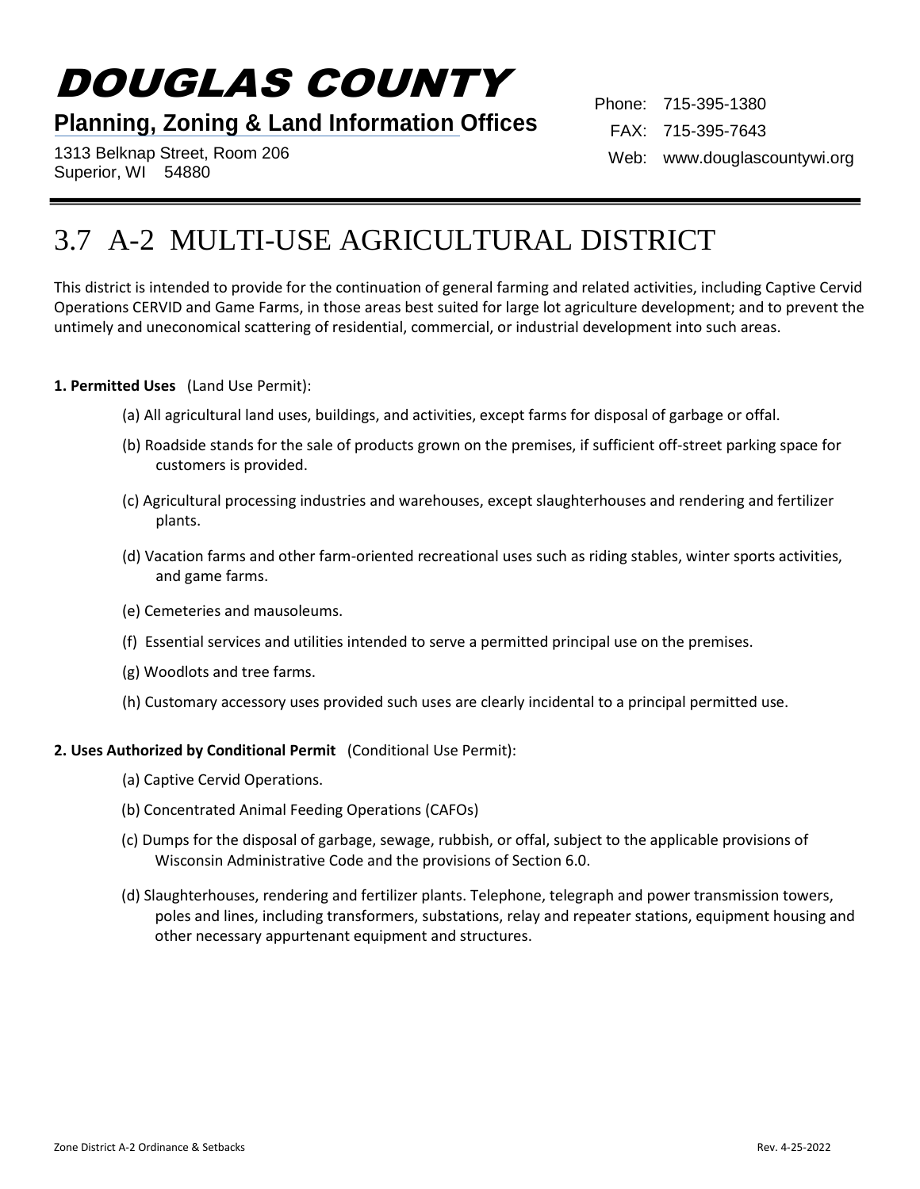# DOUGLAS COUNTY

**Planning, Zoning & Land Information Offices**

1313 Belknap Street, Room 206
Superior, WI 54880

Phone: 715-395-1380
FAX: 715-395-7643
Web: www.douglascountywi.org

# 3.7 A-2 MULTI-USE AGRICULTURAL DISTRICT

This district is intended to provide for the continuation of general farming and related activities, including Captive Cervid Operations CERVID and Game Farms, in those areas best suited for large lot agriculture development; and to prevent the untimely and uneconomical scattering of residential, commercial, or industrial development into such areas.

**1. Permitted Uses** (Land Use Permit):

(a) All agricultural land uses, buildings, and activities, except farms for disposal of garbage or offal.

(b) Roadside stands for the sale of products grown on the premises, if sufficient off-street parking space for customers is provided.

(c) Agricultural processing industries and warehouses, except slaughterhouses and rendering and fertilizer plants.

(d) Vacation farms and other farm-oriented recreational uses such as riding stables, winter sports activities, and game farms.

(e) Cemeteries and mausoleums.

(f) Essential services and utilities intended to serve a permitted principal use on the premises.

(g) Woodlots and tree farms.

(h) Customary accessory uses provided such uses are clearly incidental to a principal permitted use.

**2. Uses Authorized by Conditional Permit** (Conditional Use Permit):

(a) Captive Cervid Operations.

(b) Concentrated Animal Feeding Operations (CAFOs)

(c) Dumps for the disposal of garbage, sewage, rubbish, or offal, subject to the applicable provisions of Wisconsin Administrative Code and the provisions of Section 6.0.

(d) Slaughterhouses, rendering and fertilizer plants. Telephone, telegraph and power transmission towers, poles and lines, including transformers, substations, relay and repeater stations, equipment housing and other necessary appurtenant equipment and structures.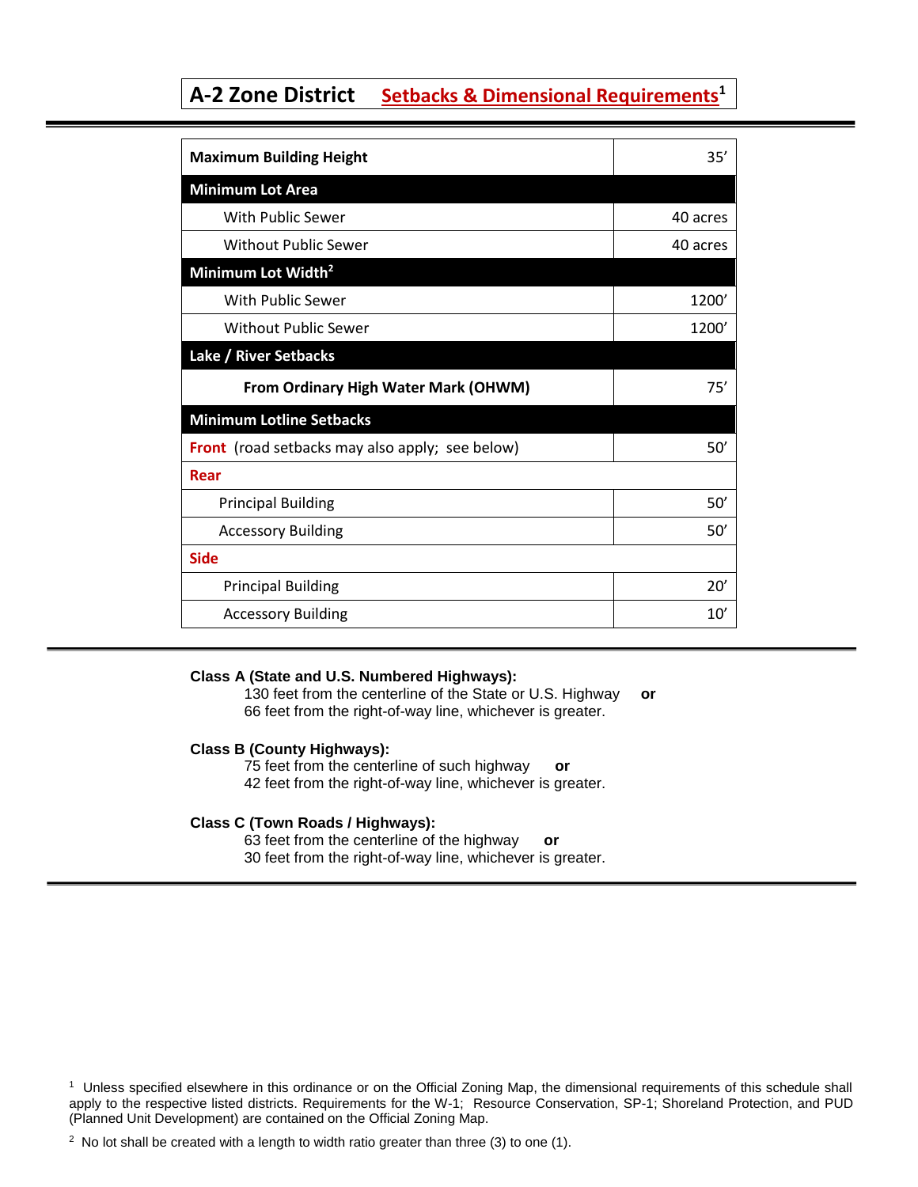# A-2 Zone District Setbacks & Dimensional Requirements[1]

| | |
|---|---|
| **Maximum Building Height** | 35' |
| **Minimum Lot Area** | |
| With Public Sewer | 40 acres |
| Without Public Sewer | 40 acres |
| **Minimum Lot Width**[2] | |
| With Public Sewer | 1200' |
| Without Public Sewer | 1200' |
| **Lake / River Setbacks** | |
| **From Ordinary High Water Mark (OHWM)** | 75' |
| **Minimum Lotline Setbacks** | |
| **Front** (road setbacks may also apply; see below) | 50' |
| **Rear** | |
| Principal Building | 50' |
| Accessory Building | 50' |
| **Side** | |
| Principal Building | 20' |
| Accessory Building | 10' |

**Class A (State and U.S. Numbered Highways):**
130 feet from the centerline of the State or U.S. Highway **or**
66 feet from the right-of-way line, whichever is greater.

**Class B (County Highways):**
75 feet from the centerline of such highway **or**
42 feet from the right-of-way line, whichever is greater.

**Class C (Town Roads / Highways):**
63 feet from the centerline of the highway **or**
30 feet from the right-of-way line, whichever is greater.

[1] Unless specified elsewhere in this ordinance or on the Official Zoning Map, the dimensional requirements of this schedule shall apply to the respective listed districts. Requirements for the W-1; Resource Conservation, SP-1; Shoreland Protection, and PUD (Planned Unit Development) are contained on the Official Zoning Map.

[2] No lot shall be created with a length to width ratio greater than three (3) to one (1).